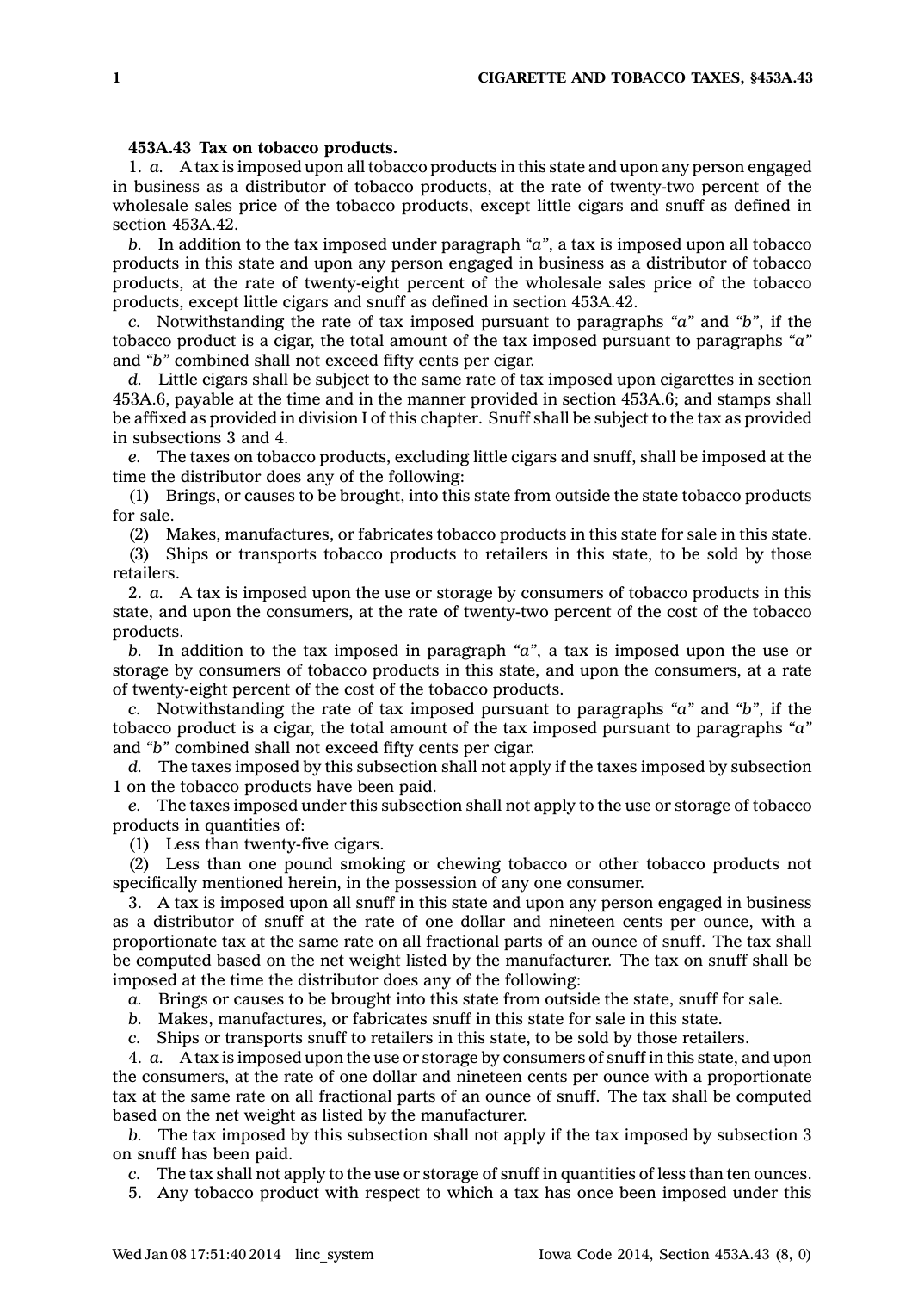**453A.43 Tax on tobacco products.**

1. *a.* A tax is imposed upon all tobacco products in this state and upon any person engaged in business as a distributor of tobacco products, at the rate of twenty-two percent of the wholesale sales price of the tobacco products, except little cigars and snuff as defined in section 453A.42.

*b.* In addition to the tax imposed under paragraph *"a"*, a tax is imposed upon all tobacco products in this state and upon any person engaged in business as a distributor of tobacco products, at the rate of twenty-eight percent of the wholesale sales price of the tobacco products, except little cigars and snuff as defined in section 453A.42.

*c.* Notwithstanding the rate of tax imposed pursuant to paragraphs *"a"* and *"b"*, if the tobacco product is a cigar, the total amount of the tax imposed pursuant to paragraphs *"a"* and *"b"* combined shall not exceed fifty cents per cigar.

*d.* Little cigars shall be subject to the same rate of tax imposed upon cigarettes in section 453A.6, payable at the time and in the manner provided in section 453A.6; and stamps shall be affixed as provided in division I of this chapter. Snuff shall be subject to the tax as provided in subsections 3 and 4.

*e.* The taxes on tobacco products, excluding little cigars and snuff, shall be imposed at the time the distributor does any of the following:

(1) Brings, or causes to be brought, into this state from outside the state tobacco products for sale.

(2) Makes, manufactures, or fabricates tobacco products in this state for sale in this state.

(3) Ships or transports tobacco products to retailers in this state, to be sold by those retailers.

2. *a.* A tax is imposed upon the use or storage by consumers of tobacco products in this state, and upon the consumers, at the rate of twenty-two percent of the cost of the tobacco products.

*b.* In addition to the tax imposed in paragraph *"a"*, a tax is imposed upon the use or storage by consumers of tobacco products in this state, and upon the consumers, at a rate of twenty-eight percent of the cost of the tobacco products.

*c.* Notwithstanding the rate of tax imposed pursuant to paragraphs *"a"* and *"b"*, if the tobacco product is a cigar, the total amount of the tax imposed pursuant to paragraphs *"a"* and *"b"* combined shall not exceed fifty cents per cigar.

*d.* The taxes imposed by this subsection shall not apply if the taxes imposed by subsection 1 on the tobacco products have been paid.

*e.* The taxes imposed under this subsection shall not apply to the use or storage of tobacco products in quantities of:

(1) Less than twenty-five cigars.

(2) Less than one pound smoking or chewing tobacco or other tobacco products not specifically mentioned herein, in the possession of any one consumer.

3. A tax is imposed upon all snuff in this state and upon any person engaged in business as a distributor of snuff at the rate of one dollar and nineteen cents per ounce, with a proportionate tax at the same rate on all fractional parts of an ounce of snuff. The tax shall be computed based on the net weight listed by the manufacturer. The tax on snuff shall be imposed at the time the distributor does any of the following:

*a.* Brings or causes to be brought into this state from outside the state, snuff for sale.

*b.* Makes, manufactures, or fabricates snuff in this state for sale in this state.

*c.* Ships or transports snuff to retailers in this state, to be sold by those retailers.

4. *a.* A tax is imposed upon the use or storage by consumers of snuff in this state, and upon the consumers, at the rate of one dollar and nineteen cents per ounce with a proportionate tax at the same rate on all fractional parts of an ounce of snuff. The tax shall be computed based on the net weight as listed by the manufacturer.

*b.* The tax imposed by this subsection shall not apply if the tax imposed by subsection 3 on snuff has been paid.

*c.* The tax shall not apply to the use or storage of snuff in quantities of less than ten ounces.

5. Any tobacco product with respect to which a tax has once been imposed under this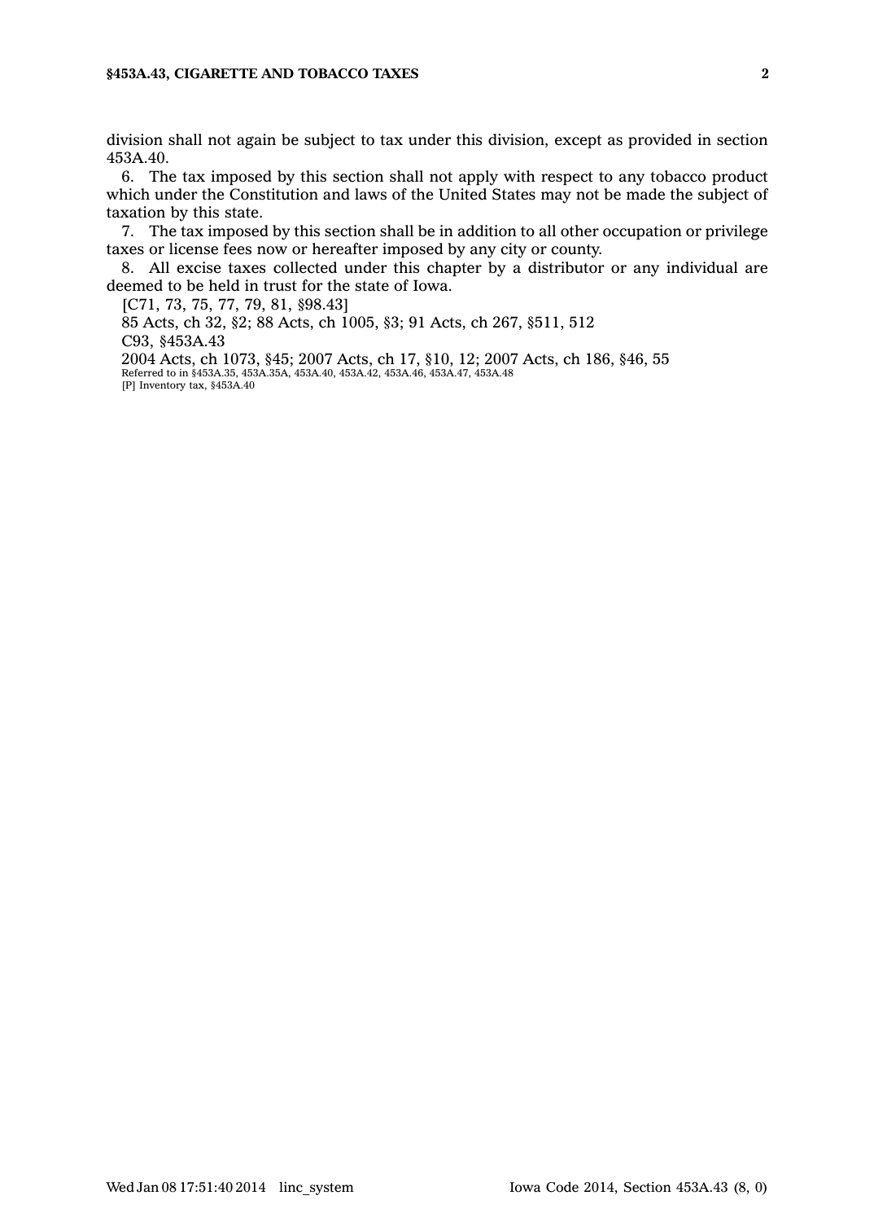division shall not again be subject to tax under this division, except as provided in section 453A.40.

6. The tax imposed by this section shall not apply with respect to any tobacco product which under the Constitution and laws of the United States may not be made the subject of taxation by this state.

7. The tax imposed by this section shall be in addition to all other occupation or privilege taxes or license fees now or hereafter imposed by any city or county.

8. All excise taxes collected under this chapter by a distributor or any individual are deemed to be held in trust for the state of Iowa.

[C71, 73, 75, 77, 79, 81, §98.43]

85 Acts, ch 32, §2; 88 Acts, ch 1005, §3; 91 Acts, ch 267, §511, 512

C93, §453A.43

2004 Acts, ch 1073, §45; 2007 Acts, ch 17, §10, 12; 2007 Acts, ch 186, §46, 55

Referred to in §453A.35, 453A.35A, 453A.40, 453A.42, 453A.46, 453A.47, 453A.48

[P] Inventory tax, §453A.40